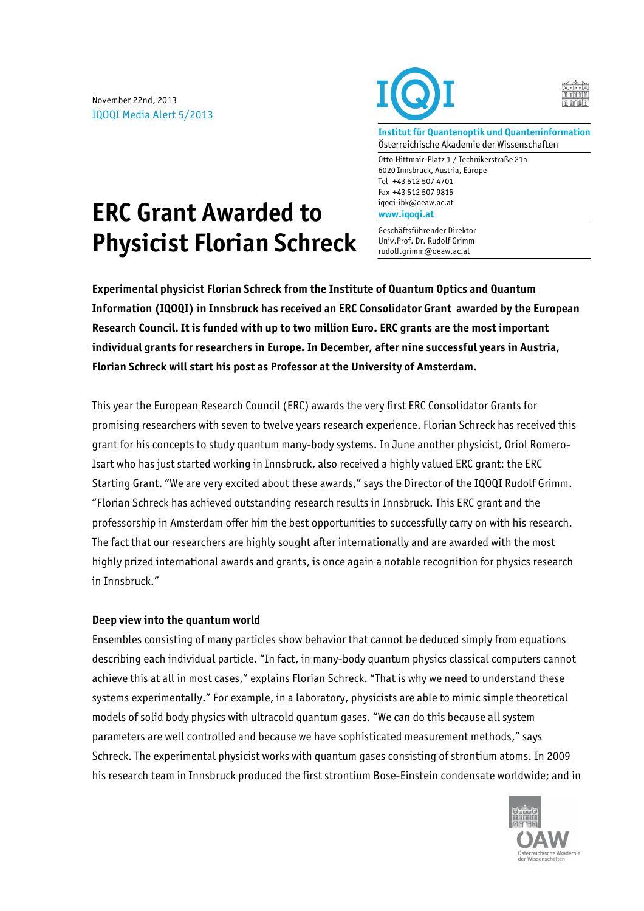November 22nd, 2013
IQOQI Media Alert 5/2013

**Institut für Quantenoptik und Quanteninformation**
Österreichische Akademie der Wissenschaften

Otto Hittmair-Platz 1 / Technikerstraße 21a
6020 Innsbruck, Austria, Europe
Tel +43 512 507 4701
Fax +43 512 507 9815
iqoqi-ibk@oeaw.ac.at
**www.iqoqi.at**

Geschäftsführender Direktor
Univ.Prof. Dr. Rudolf Grimm
rudolf.grimm@oeaw.ac.at

# ERC Grant Awarded to Physicist Florian Schreck

**Experimental physicist Florian Schreck from the Institute of Quantum Optics and Quantum Information (IQOQI) in Innsbruck has received an ERC Consolidator Grant awarded by the European Research Council. It is funded with up to two million Euro. ERC grants are the most important individual grants for researchers in Europe. In December, after nine successful years in Austria, Florian Schreck will start his post as Professor at the University of Amsterdam.**

This year the European Research Council (ERC) awards the very first ERC Consolidator Grants for promising researchers with seven to twelve years research experience. Florian Schreck has received this grant for his concepts to study quantum many-body systems. In June another physicist, Oriol Romero-Isart who has just started working in Innsbruck, also received a highly valued ERC grant: the ERC Starting Grant. "We are very excited about these awards," says the Director of the IQOQI Rudolf Grimm. "Florian Schreck has achieved outstanding research results in Innsbruck. This ERC grant and the professorship in Amsterdam offer him the best opportunities to successfully carry on with his research. The fact that our researchers are highly sought after internationally and are awarded with the most highly prized international awards and grants, is once again a notable recognition for physics research in Innsbruck."

## Deep view into the quantum world

Ensembles consisting of many particles show behavior that cannot be deduced simply from equations describing each individual particle. "In fact, in many-body quantum physics classical computers cannot achieve this at all in most cases," explains Florian Schreck. "That is why we need to understand these systems experimentally." For example, in a laboratory, physicists are able to mimic simple theoretical models of solid body physics with ultracold quantum gases. "We can do this because all system parameters are well controlled and because we have sophisticated measurement methods," says Schreck. The experimental physicist works with quantum gases consisting of strontium atoms. In 2009 his research team in Innsbruck produced the first strontium Bose-Einstein condensate worldwide; and in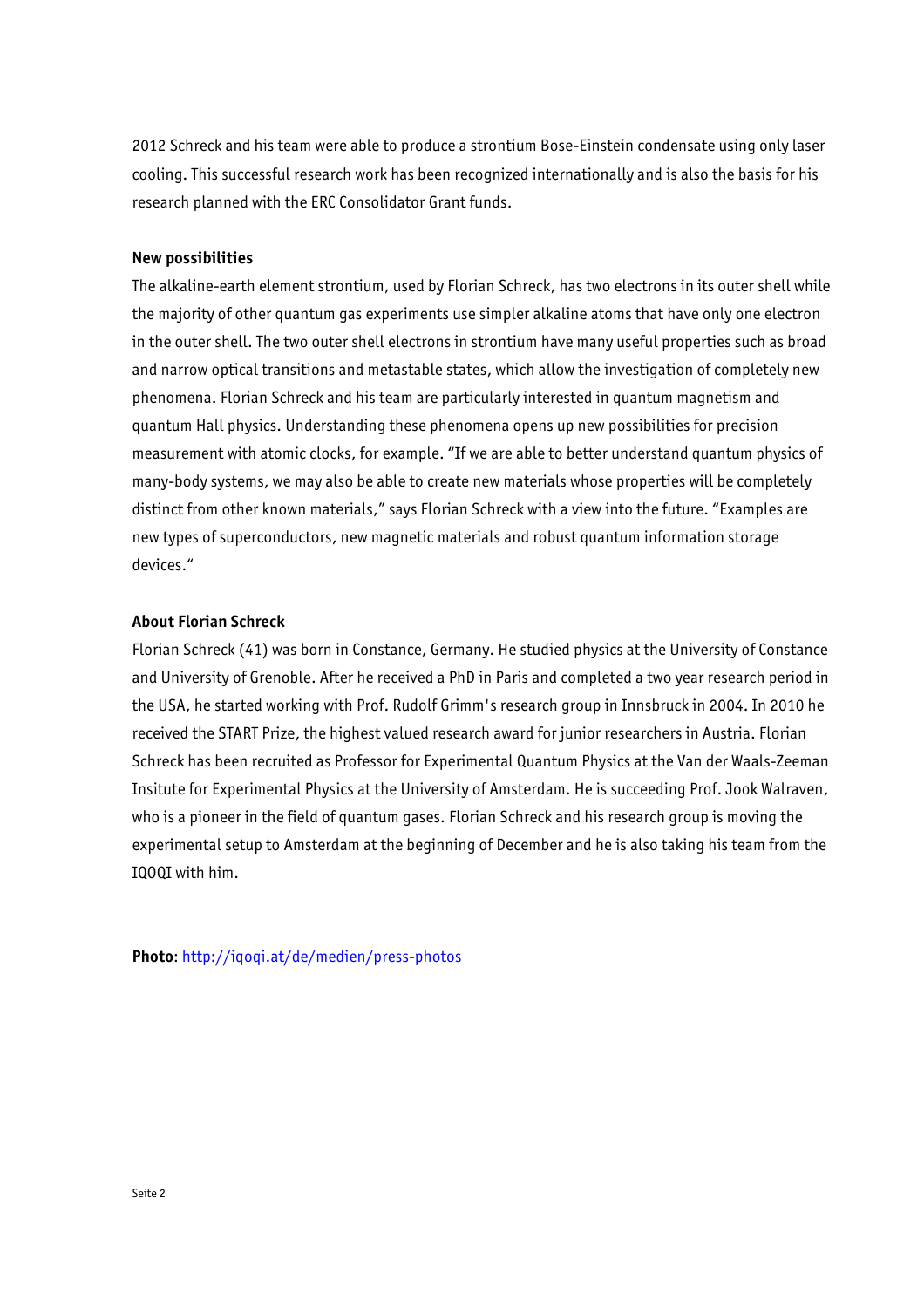2012 Schreck and his team were able to produce a strontium Bose-Einstein condensate using only laser cooling. This successful research work has been recognized internationally and is also the basis for his research planned with the ERC Consolidator Grant funds.

**New possibilities**

The alkaline-earth element strontium, used by Florian Schreck, has two electrons in its outer shell while the majority of other quantum gas experiments use simpler alkaline atoms that have only one electron in the outer shell. The two outer shell electrons in strontium have many useful properties such as broad and narrow optical transitions and metastable states, which allow the investigation of completely new phenomena. Florian Schreck and his team are particularly interested in quantum magnetism and quantum Hall physics. Understanding these phenomena opens up new possibilities for precision measurement with atomic clocks, for example. "If we are able to better understand quantum physics of many-body systems, we may also be able to create new materials whose properties will be completely distinct from other known materials," says Florian Schreck with a view into the future. "Examples are new types of superconductors, new magnetic materials and robust quantum information storage devices."

**About Florian Schreck**

Florian Schreck (41) was born in Constance, Germany. He studied physics at the University of Constance and University of Grenoble. After he received a PhD in Paris and completed a two year research period in the USA, he started working with Prof. Rudolf Grimm's research group in Innsbruck in 2004. In 2010 he received the START Prize, the highest valued research award for junior researchers in Austria. Florian Schreck has been recruited as Professor for Experimental Quantum Physics at the Van der Waals-Zeeman Insitute for Experimental Physics at the University of Amsterdam. He is succeeding Prof. Jook Walraven, who is a pioneer in the field of quantum gases. Florian Schreck and his research group is moving the experimental setup to Amsterdam at the beginning of December and he is also taking his team from the IQOQI with him.

**Photo**: http://iqoqi.at/de/medien/press-photos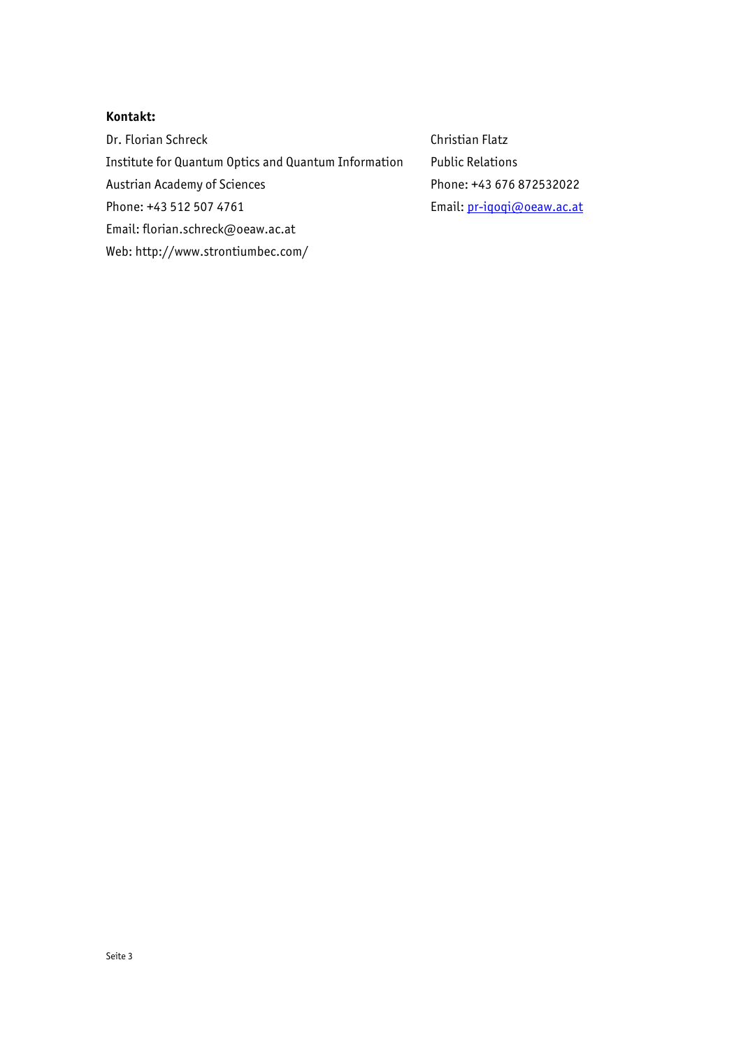**Kontakt:**

Dr. Florian Schreck
Institute for Quantum Optics and Quantum Information
Austrian Academy of Sciences
Phone: +43 512 507 4761
Email: florian.schreck@oeaw.ac.at
Web: http://www.strontiumbec.com/

Christian Flatz
Public Relations
Phone: +43 676 872532022
Email: pr-iqoqi@oeaw.ac.at